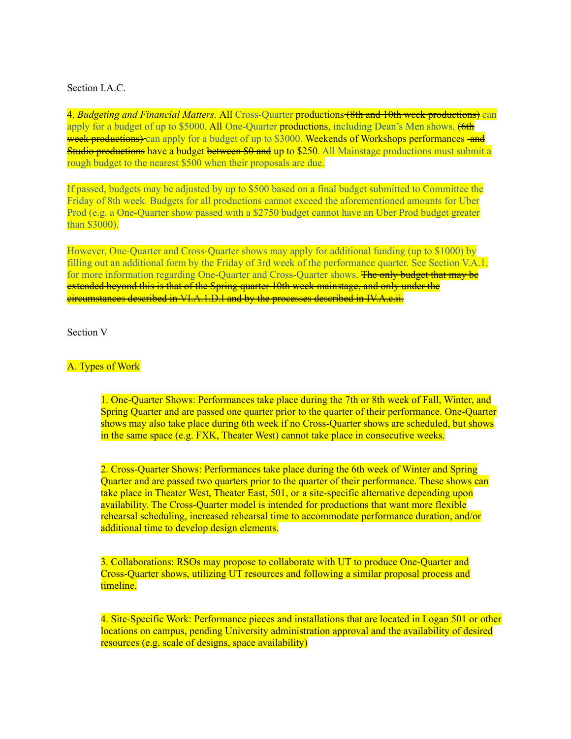Section I.A.C.

4. *Budgeting and Financial Matters.* All Cross-Quarter productions ~~(8th and 10th week productions)~~ can apply for a budget of up to $5000. All One-Quarter productions, including Dean's Men shows, ~~(6th week productions)~~ can apply for a budget of up to $3000. Weekends of Workshops performances ~~and Studio productions~~ have a budget ~~between $0 and~~ up to $250. All Mainstage productions must submit a rough budget to the nearest $500 when their proposals are due.

If passed, budgets may be adjusted by up to $500 based on a final budget submitted to Committee the Friday of 8th week. Budgets for all productions cannot exceed the aforementioned amounts for Uber Prod (e.g. a One-Quarter show passed with a $2750 budget cannot have an Uber Prod budget greater than $3000).

However, One-Quarter and Cross-Quarter shows may apply for additional funding (up to $1000) by filling out an additional form by the Friday of 3rd week of the performance quarter. See Section V.A.1. for more information regarding One-Quarter and Cross-Quarter shows. ~~The only budget that may be extended beyond this is that of the Spring quarter 10th week mainstage, and only under the circumstances described in VI.A.1.D.I and by the processes described in IV.A.c.ii.~~

Section V

A. Types of Work

1. One-Quarter Shows: Performances take place during the 7th or 8th week of Fall, Winter, and Spring Quarter and are passed one quarter prior to the quarter of their performance. One-Quarter shows may also take place during 6th week if no Cross-Quarter shows are scheduled, but shows in the same space (e.g. FXK, Theater West) cannot take place in consecutive weeks.

2. Cross-Quarter Shows: Performances take place during the 6th week of Winter and Spring Quarter and are passed two quarters prior to the quarter of their performance. These shows can take place in Theater West, Theater East, 501, or a site-specific alternative depending upon availability. The Cross-Quarter model is intended for productions that want more flexible rehearsal scheduling, increased rehearsal time to accommodate performance duration, and/or additional time to develop design elements.

3. Collaborations: RSOs may propose to collaborate with UT to produce One-Quarter and Cross-Quarter shows, utilizing UT resources and following a similar proposal process and timeline.

4. Site-Specific Work: Performance pieces and installations that are located in Logan 501 or other locations on campus, pending University administration approval and the availability of desired resources (e.g. scale of designs, space availability)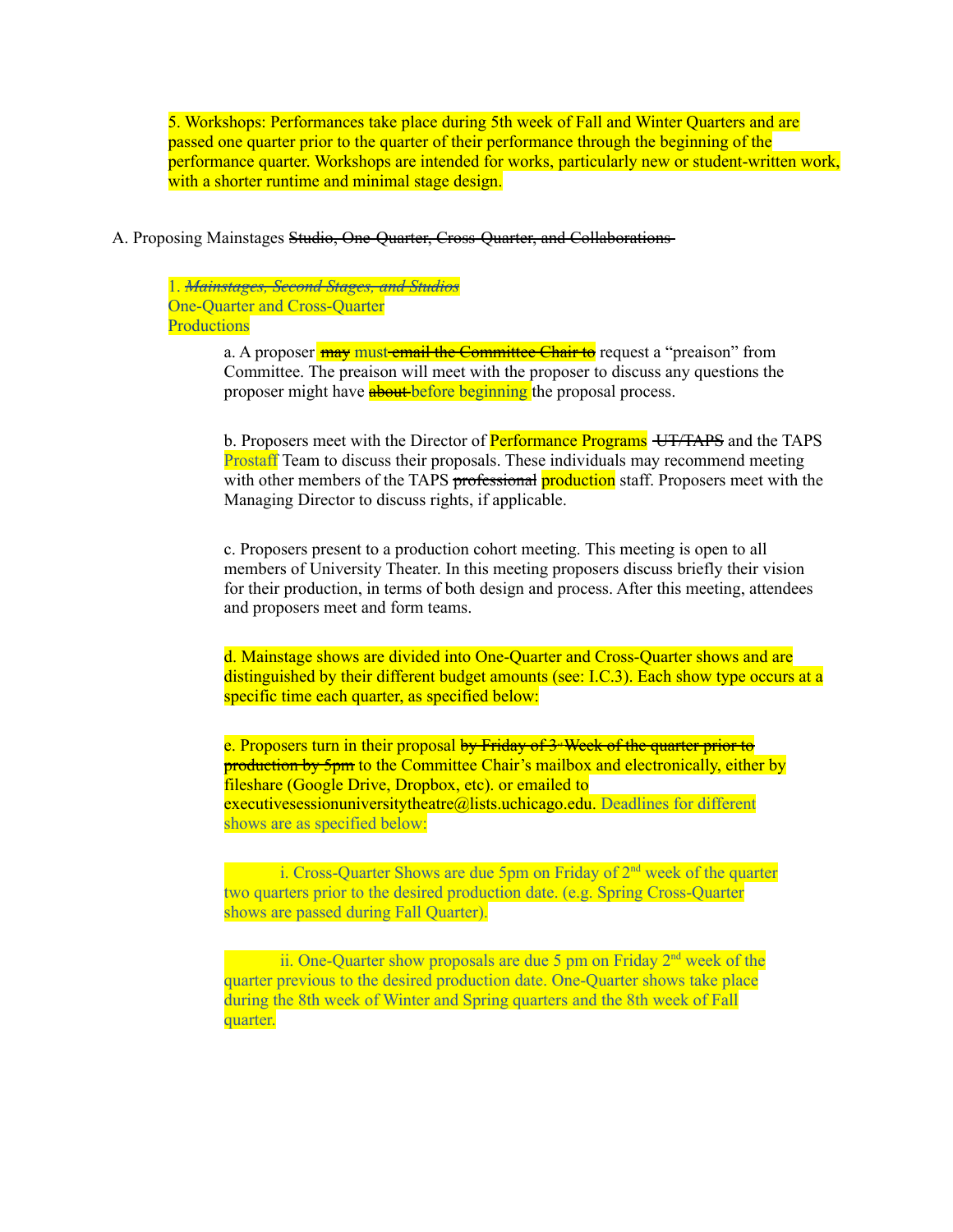5. Workshops: Performances take place during 5th week of Fall and Winter Quarters and are passed one quarter prior to the quarter of their performance through the beginning of the performance quarter. Workshops are intended for works, particularly new or student-written work, with a shorter runtime and minimal stage design.

A. Proposing Mainstages ~~Studio, One-Quarter, Cross-Quarter, and Collaborations~~

1. ~~*Mainstages, Second Stages, and Studios*~~
One-Quarter and Cross-Quarter Productions

a. A proposer ~~may~~ must ~~email the Committee Chair to~~ request a "preaison" from Committee. The preaison will meet with the proposer to discuss any questions the proposer might have ~~about~~ before beginning the proposal process.

b. Proposers meet with the Director of Performance Programs ~~UT/TAPS~~ and the TAPS Prostaff Team to discuss their proposals. These individuals may recommend meeting with other members of the TAPS ~~professional~~ production staff. Proposers meet with the Managing Director to discuss rights, if applicable.

c. Proposers present to a production cohort meeting. This meeting is open to all members of University Theater. In this meeting proposers discuss briefly their vision for their production, in terms of both design and process. After this meeting, attendees and proposers meet and form teams.

d. Mainstage shows are divided into One-Quarter and Cross-Quarter shows and are distinguished by their different budget amounts (see: I.C.3). Each show type occurs at a specific time each quarter, as specified below:

e. Proposers turn in their proposal ~~by Friday of 3rd Week of the quarter prior to production by 5pm~~ to the Committee Chair's mailbox and electronically, either by fileshare (Google Drive, Dropbox, etc). or emailed to executivesessionuniversitytheatre@lists.uchicago.edu. Deadlines for different shows are as specified below:

i. Cross-Quarter Shows are due 5pm on Friday of 2nd week of the quarter two quarters prior to the desired production date. (e.g. Spring Cross-Quarter shows are passed during Fall Quarter).

ii. One-Quarter show proposals are due 5 pm on Friday 2nd week of the quarter previous to the desired production date. One-Quarter shows take place during the 8th week of Winter and Spring quarters and the 8th week of Fall quarter.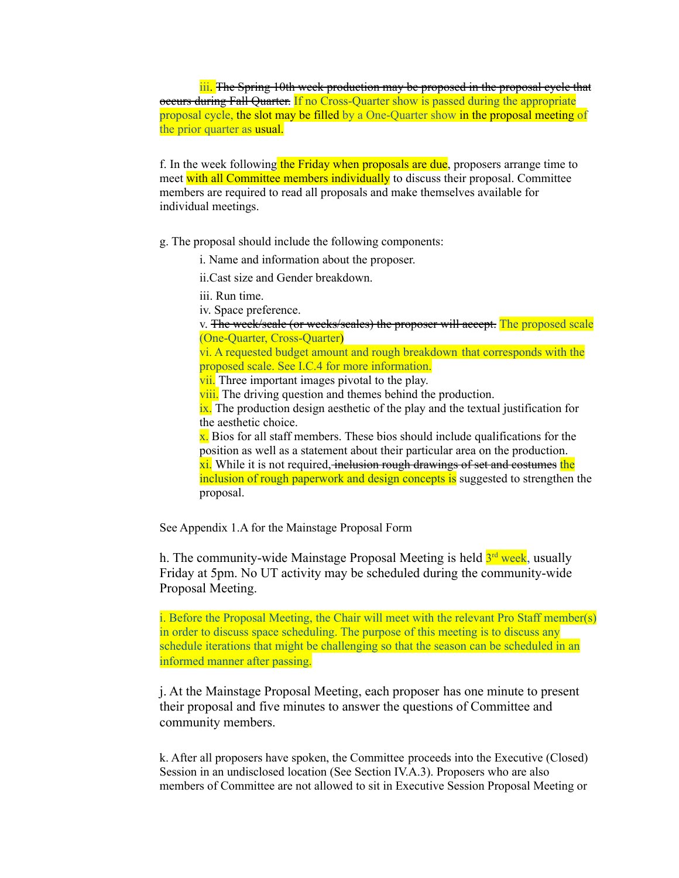iii. ~~The Spring 10th week production may be proposed in the proposal cycle that occurs during Fall Quarter.~~ If no Cross-Quarter show is passed during the appropriate proposal cycle, the slot may be filled by a One-Quarter show in the proposal meeting of the prior quarter as usual.

f. In the week following the Friday when proposals are due, proposers arrange time to meet with all Committee members individually to discuss their proposal. Committee members are required to read all proposals and make themselves available for individual meetings.

g. The proposal should include the following components:

i. Name and information about the proposer.

ii.Cast size and Gender breakdown.

iii. Run time.

iv. Space preference.

v. ~~The week/scale (or weeks/scales) the proposer will accept.~~ The proposed scale (One-Quarter, Cross-Quarter)

vi. A requested budget amount and rough breakdown that corresponds with the proposed scale. See I.C.4 for more information.

vii. Three important images pivotal to the play.

viii. The driving question and themes behind the production.

ix. The production design aesthetic of the play and the textual justification for the aesthetic choice.

x. Bios for all staff members. These bios should include qualifications for the position as well as a statement about their particular area on the production.

xi. While it is not required, ~~inclusion rough drawings of set and costumes~~ the inclusion of rough paperwork and design concepts is suggested to strengthen the proposal.

See Appendix 1.A for the Mainstage Proposal Form

h. The community-wide Mainstage Proposal Meeting is held 3rd week, usually Friday at 5pm. No UT activity may be scheduled during the community-wide Proposal Meeting.

i. Before the Proposal Meeting, the Chair will meet with the relevant Pro Staff member(s) in order to discuss space scheduling. The purpose of this meeting is to discuss any schedule iterations that might be challenging so that the season can be scheduled in an informed manner after passing.

j. At the Mainstage Proposal Meeting, each proposer has one minute to present their proposal and five minutes to answer the questions of Committee and community members.

k. After all proposers have spoken, the Committee proceeds into the Executive (Closed) Session in an undisclosed location (See Section IV.A.3). Proposers who are also members of Committee are not allowed to sit in Executive Session Proposal Meeting or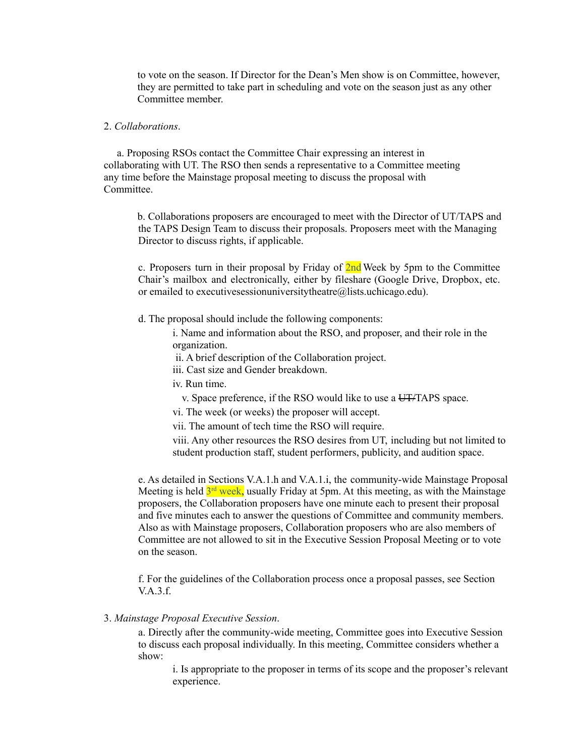to vote on the season. If Director for the Dean's Men show is on Committee, however, they are permitted to take part in scheduling and vote on the season just as any other Committee member.

2. *Collaborations*.

a. Proposing RSOs contact the Committee Chair expressing an interest in collaborating with UT. The RSO then sends a representative to a Committee meeting any time before the Mainstage proposal meeting to discuss the proposal with Committee.

b. Collaborations proposers are encouraged to meet with the Director of UT/TAPS and the TAPS Design Team to discuss their proposals. Proposers meet with the Managing Director to discuss rights, if applicable.

c. Proposers turn in their proposal by Friday of 2nd Week by 5pm to the Committee Chair's mailbox and electronically, either by fileshare (Google Drive, Dropbox, etc. or emailed to executivesessionuniversitytheatre@lists.uchicago.edu).

d. The proposal should include the following components:

i. Name and information about the RSO, and proposer, and their role in the organization.
ii. A brief description of the Collaboration project.
iii. Cast size and Gender breakdown.
iv. Run time.
v. Space preference, if the RSO would like to use a ~~UT/~~TAPS space.
vi. The week (or weeks) the proposer will accept.
vii. The amount of tech time the RSO will require.
viii. Any other resources the RSO desires from UT, including but not limited to student production staff, student performers, publicity, and audition space.

e. As detailed in Sections V.A.1.h and V.A.1.i, the community-wide Mainstage Proposal Meeting is held 3rd week, usually Friday at 5pm. At this meeting, as with the Mainstage proposers, the Collaboration proposers have one minute each to present their proposal and five minutes each to answer the questions of Committee and community members. Also as with Mainstage proposers, Collaboration proposers who are also members of Committee are not allowed to sit in the Executive Session Proposal Meeting or to vote on the season.

f. For the guidelines of the Collaboration process once a proposal passes, see Section V.A.3.f.

3. *Mainstage Proposal Executive Session*.

a. Directly after the community-wide meeting, Committee goes into Executive Session to discuss each proposal individually. In this meeting, Committee considers whether a show:

i. Is appropriate to the proposer in terms of its scope and the proposer's relevant experience.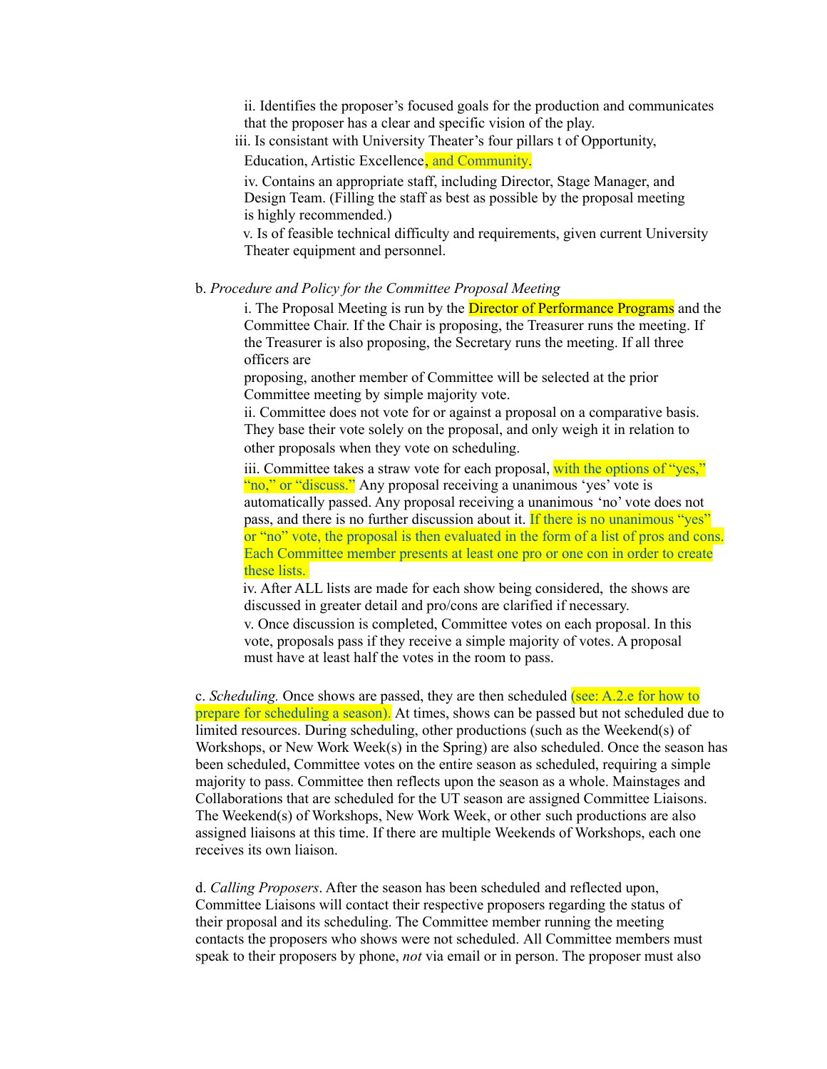ii. Identifies the proposer's focused goals for the production and communicates that the proposer has a clear and specific vision of the play.

iii. Is consistant with University Theater's four pillars t of Opportunity, Education, Artistic Excellence, and Community.

iv. Contains an appropriate staff, including Director, Stage Manager, and Design Team. (Filling the staff as best as possible by the proposal meeting is highly recommended.)

v. Is of feasible technical difficulty and requirements, given current University Theater equipment and personnel.

b. *Procedure and Policy for the Committee Proposal Meeting*

i. The Proposal Meeting is run by the Director of Performance Programs and the Committee Chair. If the Chair is proposing, the Treasurer runs the meeting. If the Treasurer is also proposing, the Secretary runs the meeting. If all three officers are proposing, another member of Committee will be selected at the prior Committee meeting by simple majority vote.

ii. Committee does not vote for or against a proposal on a comparative basis. They base their vote solely on the proposal, and only weigh it in relation to other proposals when they vote on scheduling.

iii. Committee takes a straw vote for each proposal, with the options of "yes," "no," or "discuss." Any proposal receiving a unanimous 'yes' vote is automatically passed. Any proposal receiving a unanimous 'no' vote does not pass, and there is no further discussion about it. If there is no unanimous "yes" or "no" vote, the proposal is then evaluated in the form of a list of pros and cons. Each Committee member presents at least one pro or one con in order to create these lists.

iv. After ALL lists are made for each show being considered, the shows are discussed in greater detail and pro/cons are clarified if necessary.

v. Once discussion is completed, Committee votes on each proposal. In this vote, proposals pass if they receive a simple majority of votes. A proposal must have at least half the votes in the room to pass.

c. *Scheduling.* Once shows are passed, they are then scheduled (see: A.2.e for how to prepare for scheduling a season). At times, shows can be passed but not scheduled due to limited resources. During scheduling, other productions (such as the Weekend(s) of Workshops, or New Work Week(s) in the Spring) are also scheduled. Once the season has been scheduled, Committee votes on the entire season as scheduled, requiring a simple majority to pass. Committee then reflects upon the season as a whole. Mainstages and Collaborations that are scheduled for the UT season are assigned Committee Liaisons. The Weekend(s) of Workshops, New Work Week, or other such productions are also assigned liaisons at this time. If there are multiple Weekends of Workshops, each one receives its own liaison.

d. *Calling Proposers*. After the season has been scheduled and reflected upon, Committee Liaisons will contact their respective proposers regarding the status of their proposal and its scheduling. The Committee member running the meeting contacts the proposers who shows were not scheduled. All Committee members must speak to their proposers by phone, *not* via email or in person. The proposer must also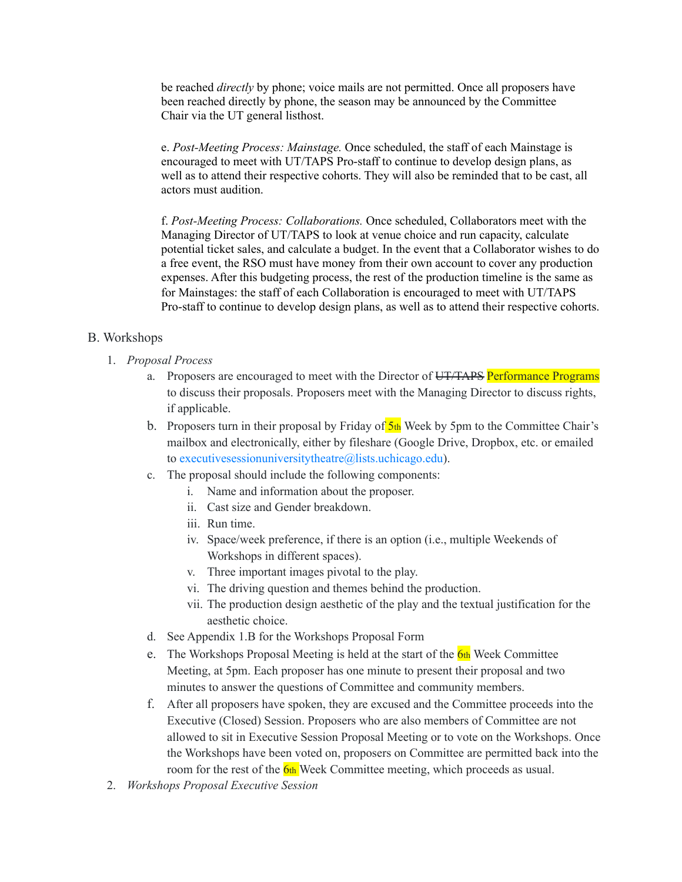be reached *directly* by phone; voice mails are not permitted. Once all proposers have been reached directly by phone, the season may be announced by the Committee Chair via the UT general listhost.

e. *Post-Meeting Process: Mainstage.* Once scheduled, the staff of each Mainstage is encouraged to meet with UT/TAPS Pro-staff to continue to develop design plans, as well as to attend their respective cohorts. They will also be reminded that to be cast, all actors must audition.

f. *Post-Meeting Process: Collaborations.* Once scheduled, Collaborators meet with the Managing Director of UT/TAPS to look at venue choice and run capacity, calculate potential ticket sales, and calculate a budget. In the event that a Collaborator wishes to do a free event, the RSO must have money from their own account to cover any production expenses. After this budgeting process, the rest of the production timeline is the same as for Mainstages: the staff of each Collaboration is encouraged to meet with UT/TAPS Pro-staff to continue to develop design plans, as well as to attend their respective cohorts.

B. Workshops

1. *Proposal Process*
   a. Proposers are encouraged to meet with the Director of ~~UT/TAPS~~ Performance Programs to discuss their proposals. Proposers meet with the Managing Director to discuss rights, if applicable.
   b. Proposers turn in their proposal by Friday of 5th Week by 5pm to the Committee Chair's mailbox and electronically, either by fileshare (Google Drive, Dropbox, etc. or emailed to executivesessionuniversitytheatre@lists.uchicago.edu).
   c. The proposal should include the following components:
      i. Name and information about the proposer.
      ii. Cast size and Gender breakdown.
      iii. Run time.
      iv. Space/week preference, if there is an option (i.e., multiple Weekends of Workshops in different spaces).
      v. Three important images pivotal to the play.
      vi. The driving question and themes behind the production.
      vii. The production design aesthetic of the play and the textual justification for the aesthetic choice.
   d. See Appendix 1.B for the Workshops Proposal Form
   e. The Workshops Proposal Meeting is held at the start of the 6th Week Committee Meeting, at 5pm. Each proposer has one minute to present their proposal and two minutes to answer the questions of Committee and community members.
   f. After all proposers have spoken, they are excused and the Committee proceeds into the Executive (Closed) Session. Proposers who are also members of Committee are not allowed to sit in Executive Session Proposal Meeting or to vote on the Workshops. Once the Workshops have been voted on, proposers on Committee are permitted back into the room for the rest of the 6th Week Committee meeting, which proceeds as usual.
2. *Workshops Proposal Executive Session*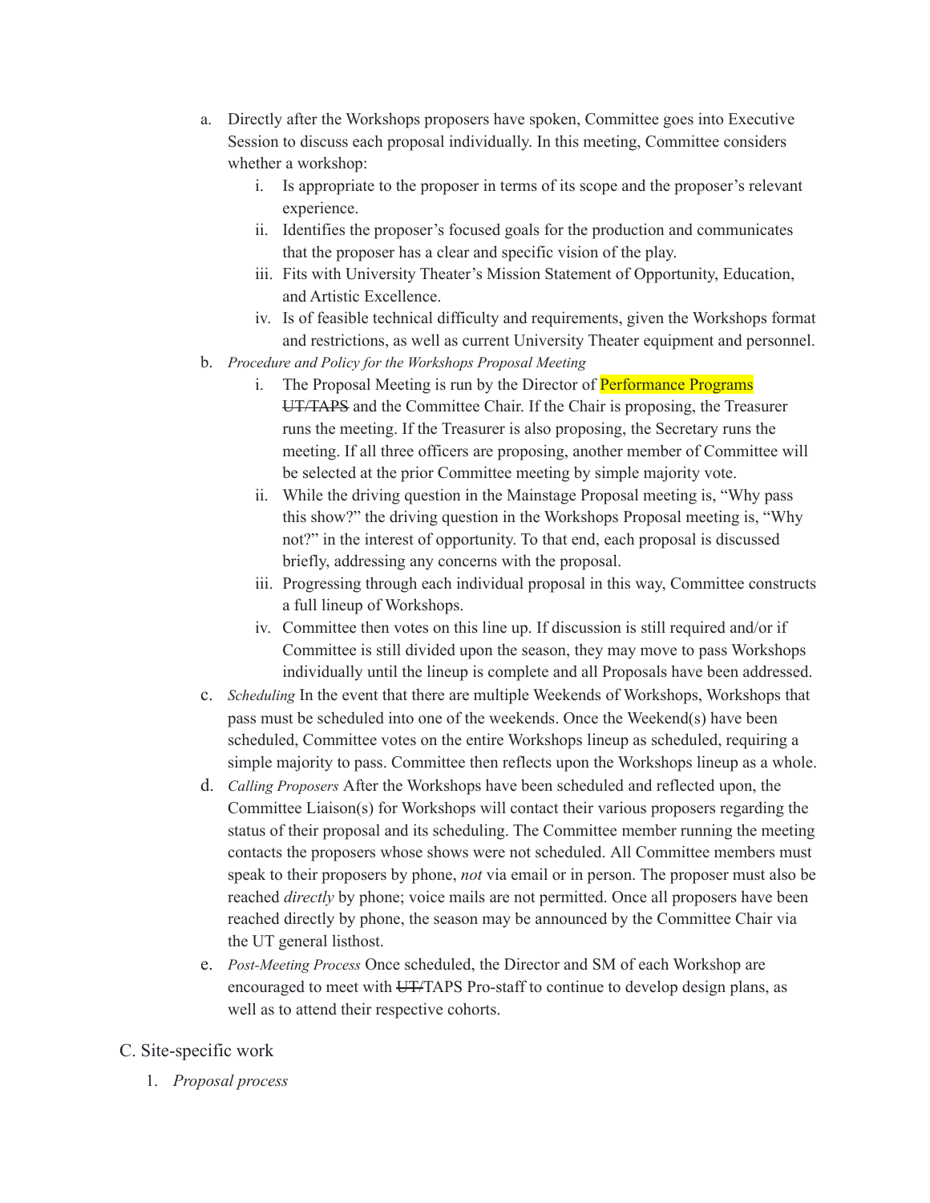a. Directly after the Workshops proposers have spoken, Committee goes into Executive Session to discuss each proposal individually. In this meeting, Committee considers whether a workshop:
    i. Is appropriate to the proposer in terms of its scope and the proposer's relevant experience.
    ii. Identifies the proposer's focused goals for the production and communicates that the proposer has a clear and specific vision of the play.
    iii. Fits with University Theater's Mission Statement of Opportunity, Education, and Artistic Excellence.
    iv. Is of feasible technical difficulty and requirements, given the Workshops format and restrictions, as well as current University Theater equipment and personnel.

b. *Procedure and Policy for the Workshops Proposal Meeting*
    i. The Proposal Meeting is run by the Director of Performance Programs ~~UT/TAPS~~ and the Committee Chair. If the Chair is proposing, the Treasurer runs the meeting. If the Treasurer is also proposing, the Secretary runs the meeting. If all three officers are proposing, another member of Committee will be selected at the prior Committee meeting by simple majority vote.
    ii. While the driving question in the Mainstage Proposal meeting is, "Why pass this show?" the driving question in the Workshops Proposal meeting is, "Why not?" in the interest of opportunity. To that end, each proposal is discussed briefly, addressing any concerns with the proposal.
    iii. Progressing through each individual proposal in this way, Committee constructs a full lineup of Workshops.
    iv. Committee then votes on this line up. If discussion is still required and/or if Committee is still divided upon the season, they may move to pass Workshops individually until the lineup is complete and all Proposals have been addressed.

c. *Scheduling* In the event that there are multiple Weekends of Workshops, Workshops that pass must be scheduled into one of the weekends. Once the Weekend(s) have been scheduled, Committee votes on the entire Workshops lineup as scheduled, requiring a simple majority to pass. Committee then reflects upon the Workshops lineup as a whole.

d. *Calling Proposers* After the Workshops have been scheduled and reflected upon, the Committee Liaison(s) for Workshops will contact their various proposers regarding the status of their proposal and its scheduling. The Committee member running the meeting contacts the proposers whose shows were not scheduled. All Committee members must speak to their proposers by phone, *not* via email or in person. The proposer must also be reached *directly* by phone; voice mails are not permitted. Once all proposers have been reached directly by phone, the season may be announced by the Committee Chair via the UT general listhost.

e. *Post-Meeting Process* Once scheduled, the Director and SM of each Workshop are encouraged to meet with ~~UT/~~TAPS Pro-staff to continue to develop design plans, as well as to attend their respective cohorts.

C. Site-specific work

1. *Proposal process*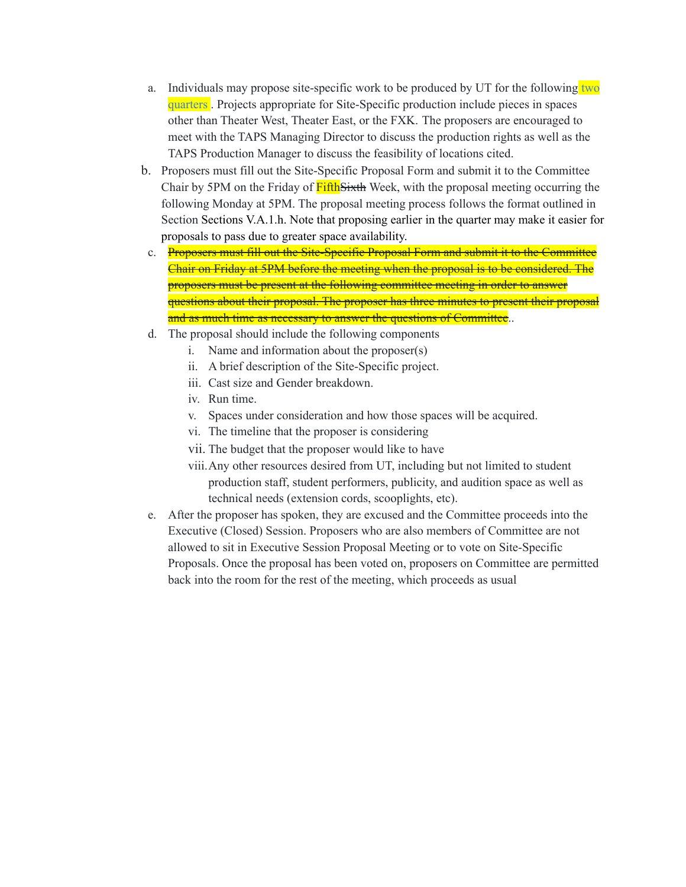a. Individuals may propose site-specific work to be produced by UT for the following two quarters . Projects appropriate for Site-Specific production include pieces in spaces other than Theater West, Theater East, or the FXK. The proposers are encouraged to meet with the TAPS Managing Director to discuss the production rights as well as the TAPS Production Manager to discuss the feasibility of locations cited.

b. Proposers must fill out the Site-Specific Proposal Form and submit it to the Committee Chair by 5PM on the Friday of Fifth~~Sixth~~ Week, with the proposal meeting occurring the following Monday at 5PM. The proposal meeting process follows the format outlined in Section Sections V.A.1.h. Note that proposing earlier in the quarter may make it easier for proposals to pass due to greater space availability.

c. ~~Proposers must fill out the Site-Specific Proposal Form and submit it to the Committee Chair on Friday at 5PM before the meeting when the proposal is to be considered. The proposers must be present at the following committee meeting in order to answer questions about their proposal. The proposer has three minutes to present their proposal and as much time as necessary to answer the questions of Committee~~..

d. The proposal should include the following components
   i. Name and information about the proposer(s)
   ii. A brief description of the Site-Specific project.
   iii. Cast size and Gender breakdown.
   iv. Run time.
   v. Spaces under consideration and how those spaces will be acquired.
   vi. The timeline that the proposer is considering
   vii. The budget that the proposer would like to have
   viii. Any other resources desired from UT, including but not limited to student production staff, student performers, publicity, and audition space as well as technical needs (extension cords, scooplights, etc).

e. After the proposer has spoken, they are excused and the Committee proceeds into the Executive (Closed) Session. Proposers who are also members of Committee are not allowed to sit in Executive Session Proposal Meeting or to vote on Site-Specific Proposals. Once the proposal has been voted on, proposers on Committee are permitted back into the room for the rest of the meeting, which proceeds as usual